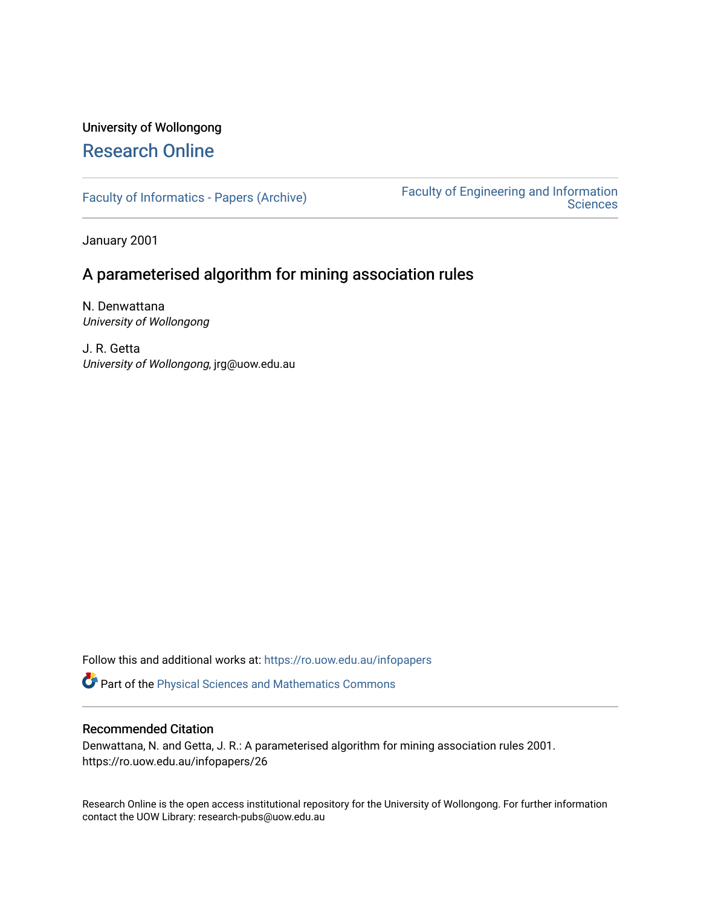University of Wollongong

# Research Online

Faculty of Informatics - Papers (Archive)

Faculty of Engineering and Information Sciences

January 2001

## A parameterised algorithm for mining association rules

N. Denwattana
*University of Wollongong*

J. R. Getta
*University of Wollongong*, jrg@uow.edu.au

Follow this and additional works at: https://ro.uow.edu.au/infopapers

Part of the Physical Sciences and Mathematics Commons

### Recommended Citation

Denwattana, N. and Getta, J. R.: A parameterised algorithm for mining association rules 2001. https://ro.uow.edu.au/infopapers/26

Research Online is the open access institutional repository for the University of Wollongong. For further information contact the UOW Library: research-pubs@uow.edu.au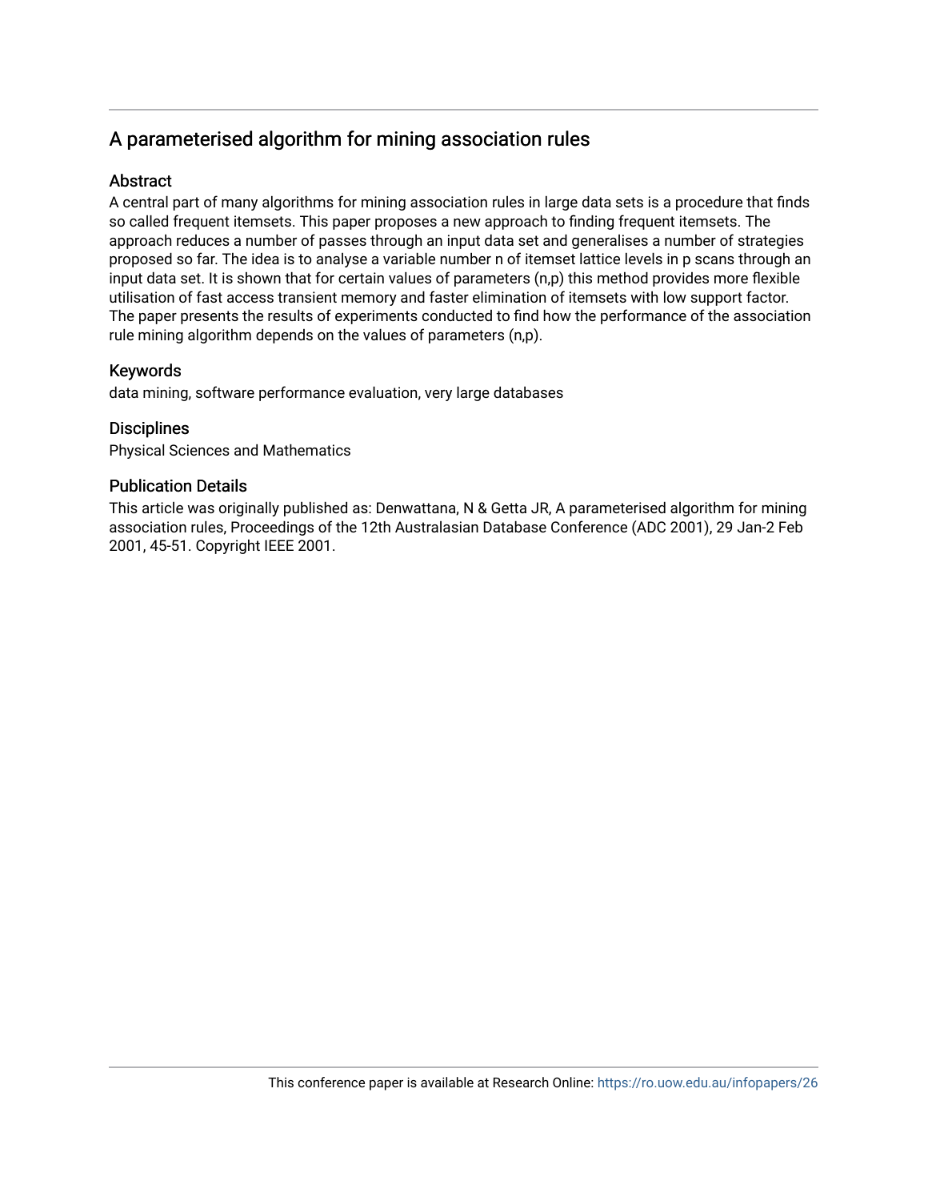# A parameterised algorithm for mining association rules

## Abstract

A central part of many algorithms for mining association rules in large data sets is a procedure that finds so called frequent itemsets. This paper proposes a new approach to finding frequent itemsets. The approach reduces a number of passes through an input data set and generalises a number of strategies proposed so far. The idea is to analyse a variable number n of itemset lattice levels in p scans through an input data set. It is shown that for certain values of parameters (n,p) this method provides more flexible utilisation of fast access transient memory and faster elimination of itemsets with low support factor. The paper presents the results of experiments conducted to find how the performance of the association rule mining algorithm depends on the values of parameters (n,p).

## Keywords

data mining, software performance evaluation, very large databases

## Disciplines

Physical Sciences and Mathematics

## Publication Details

This article was originally published as: Denwattana, N & Getta JR, A parameterised algorithm for mining association rules, Proceedings of the 12th Australasian Database Conference (ADC 2001), 29 Jan-2 Feb 2001, 45-51. Copyright IEEE 2001.

This conference paper is available at Research Online: https://ro.uow.edu.au/infopapers/26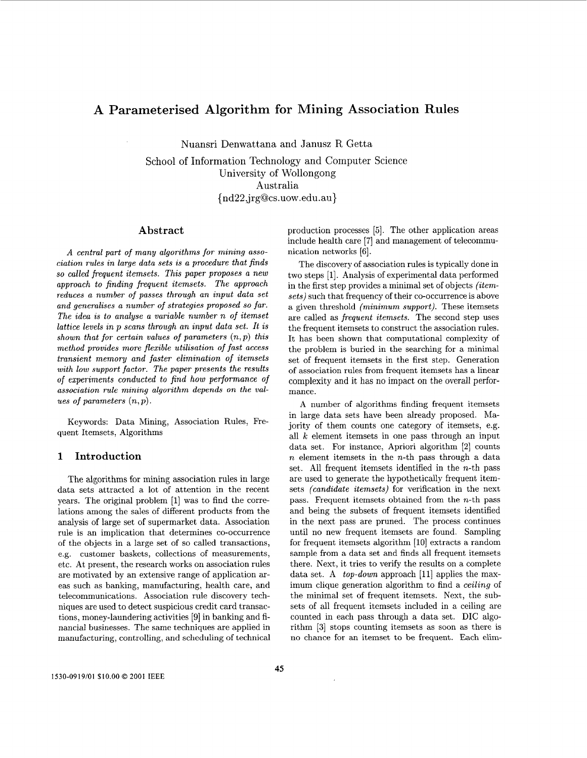# A Parameterised Algorithm for Mining Association Rules

Nuansri Denwattana and Janusz R Getta

School of Information Technology and Computer Science  
University of Wollongong  
Australia  
{nd22,jrg@cs.uow.edu.au}

## Abstract

*A central part of many algorithms for mining association rules in large data sets is a procedure that finds so called frequent itemsets. This paper proposes a new approach to finding frequent itemsets. The approach reduces a number of passes through an input data set and generalises a number of strategies proposed so far. The idea is to analyse a variable number $n$ of itemset lattice levels in $p$ scans through an input data set. It is shown that for certain values of parameters $(n,p)$ this method provides more flexible utilisation of fast access transient memory and faster elimination of itemsets with low support factor. The paper presents the results of experiments conducted to find how performance of association rule mining algorithm depends on the values of parameters $(n,p)$.*

Keywords: Data Mining, Association Rules, Frequent Itemsets, Algorithms

## 1 Introduction

The algorithms for mining association rules in large data sets attracted a lot of attention in the recent years. The original problem [1] was to find the correlations among the sales of different products from the analysis of large set of supermarket data. Association rule is an implication that determines co-occurrence of the objects in a large set of so called transactions, e.g. customer baskets, collections of measurements, etc. At present, the research works on association rules are motivated by an extensive range of application areas such as banking, manufacturing, health care, and telecommunications. Association rule discovery techniques are used to detect suspicious credit card transactions, money-laundering activities [9] in banking and financial businesses. The same techniques are applied in manufacturing, controlling, and scheduling of technical production processes [5]. The other application areas include health care [7] and management of telecommunication networks [6].

The discovery of association rules is typically done in two steps [1]. Analysis of experimental data performed in the first step provides a minimal set of objects *(itemsets)* such that frequency of their co-occurrence is above a given threshold *(minimum support)*. These itemsets are called as *frequent itemsets*. The second step uses the frequent itemsets to construct the association rules. It has been shown that computational complexity of the problem is buried in the searching for a minimal set of frequent itemsets in the first step. Generation of association rules from frequent itemsets has a linear complexity and it has no impact on the overall performance.

A number of algorithms finding frequent itemsets in large data sets have been already proposed. Majority of them counts one category of itemsets, e.g. all $k$ element itemsets in one pass through an input data set. For instance, Apriori algorithm [2] counts $n$ element itemsets in the $n$-th pass through a data set. All frequent itemsets identified in the $n$-th pass are used to generate the hypothetically frequent itemsets *(candidate itemsets)* for verification in the next pass. Frequent itemsets obtained from the $n$-th pass and being the subsets of frequent itemsets identified in the next pass are pruned. The process continues until no new frequent itemsets are found. Sampling for frequent itemsets algorithm [10] extracts a random sample from a data set and finds all frequent itemsets there. Next, it tries to verify the results on a complete data set. A *top-down* approach [11] applies the maximum clique generation algorithm to find a *ceiling* of the minimal set of frequent itemsets. Next, the subsets of all frequent itemsets included in a ceiling are counted in each pass through a data set. DIC algorithm [3] stops counting itemsets as soon as there is no chance for an itemset to be frequent. Each elim-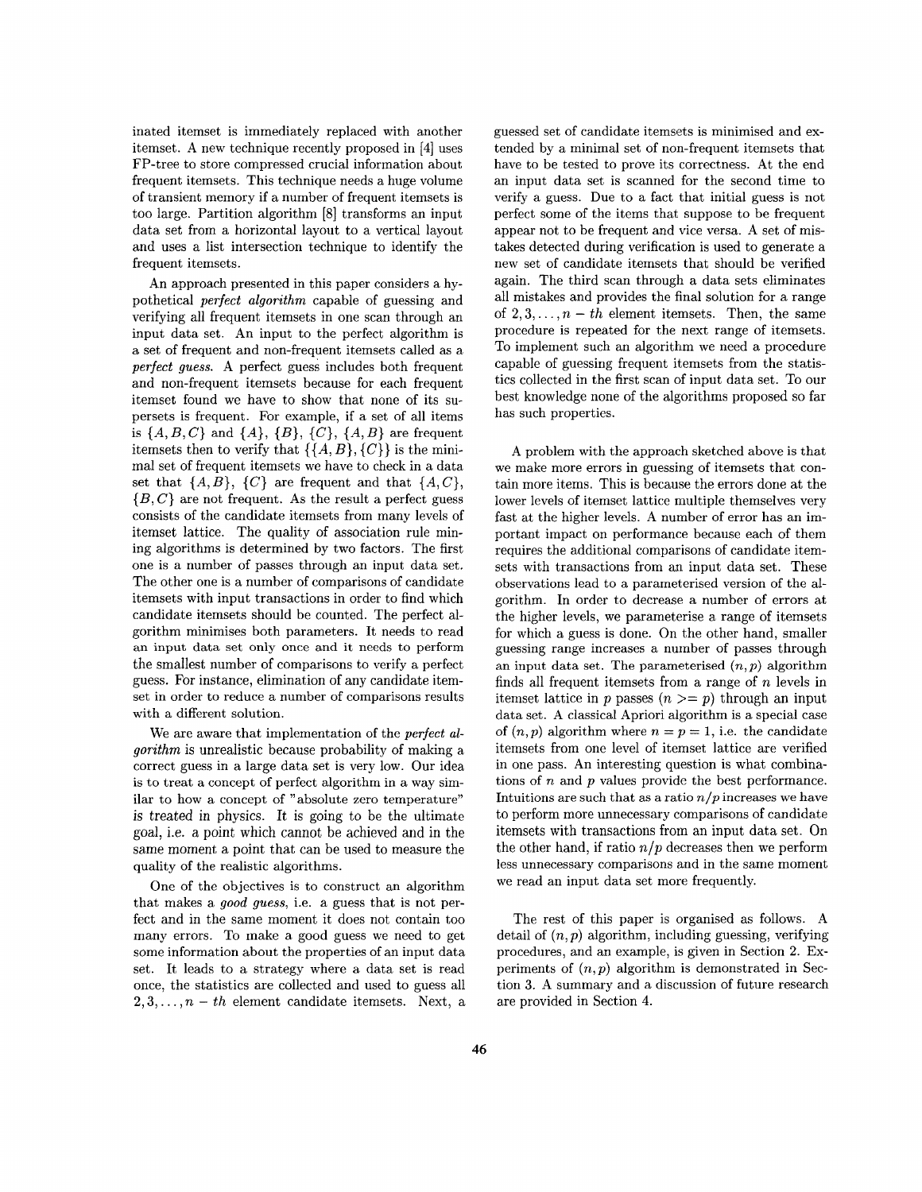inated itemset is immediately replaced with another itemset. A new technique recently proposed in [4] uses FP-tree to store compressed crucial information about frequent itemsets. This technique needs a huge volume of transient memory if a number of frequent itemsets is too large. Partition algorithm [8] transforms an input data set from a horizontal layout to a vertical layout and uses a list intersection technique to identify the frequent itemsets.

An approach presented in this paper considers a hypothetical *perfect algorithm* capable of guessing and verifying all frequent itemsets in one scan through an input data set. An input to the perfect algorithm is a set of frequent and non-frequent itemsets called as a *perfect guess*. A perfect guess includes both frequent and non-frequent itemsets because for each frequent itemset found we have to show that none of its supersets is frequent. For example, if a set of all items is $\{A, B, C\}$ and $\{A\}$, $\{B\}$, $\{C\}$, $\{A, B\}$ are frequent itemsets then to verify that $\{\{A, B\}, \{C\}\}$ is the minimal set of frequent itemsets we have to check in a data set that $\{A, B\}$, $\{C\}$ are frequent and that $\{A, C\}$, $\{B, C\}$ are not frequent. As the result a perfect guess consists of the candidate itemsets from many levels of itemset lattice. The quality of association rule mining algorithms is determined by two factors. The first one is a number of passes through an input data set. The other one is a number of comparisons of candidate itemsets with input transactions in order to find which candidate itemsets should be counted. The perfect algorithm minimises both parameters. It needs to read an input data set only once and it needs to perform the smallest number of comparisons to verify a perfect guess. For instance, elimination of any candidate itemset in order to reduce a number of comparisons results with a different solution.

We are aware that implementation of the *perfect algorithm* is unrealistic because probability of making a correct guess in a large data set is very low. Our idea is to treat a concept of perfect algorithm in a way similar to how a concept of "absolute zero temperature" is treated in physics. It is going to be the ultimate goal, i.e. a point which cannot be achieved and in the same moment a point that can be used to measure the quality of the realistic algorithms.

One of the objectives is to construct an algorithm that makes a *good guess*, i.e. a guess that is not perfect and in the same moment it does not contain too many errors. To make a good guess we need to get some information about the properties of an input data set. It leads to a strategy where a data set is read once, the statistics are collected and used to guess all $2, 3, \ldots, n-th$ element candidate itemsets. Next, a guessed set of candidate itemsets is minimised and extended by a minimal set of non-frequent itemsets that have to be tested to prove its correctness. At the end an input data set is scanned for the second time to verify a guess. Due to a fact that initial guess is not perfect some of the items that suppose to be frequent appear not to be frequent and vice versa. A set of mistakes detected during verification is used to generate a new set of candidate itemsets that should be verified again. The third scan through a data sets eliminates all mistakes and provides the final solution for a range of $2, 3, \ldots, n-th$ element itemsets. Then, the same procedure is repeated for the next range of itemsets. To implement such an algorithm we need a procedure capable of guessing frequent itemsets from the statistics collected in the first scan of input data set. To our best knowledge none of the algorithms proposed so far has such properties.

A problem with the approach sketched above is that we make more errors in guessing of itemsets that contain more items. This is because the errors done at the lower levels of itemset lattice multiple themselves very fast at the higher levels. A number of error has an important impact on performance because each of them requires the additional comparisons of candidate itemsets with transactions from an input data set. These observations lead to a parameterised version of the algorithm. In order to decrease a number of errors at the higher levels, we parameterise a range of itemsets for which a guess is done. On the other hand, smaller guessing range increases a number of passes through an input data set. The parameterised $(n, p)$ algorithm finds all frequent itemsets from a range of $n$ levels in itemset lattice in $p$ passes ($n >= p$) through an input data set. A classical Apriori algorithm is a special case of $(n, p)$ algorithm where $n = p = 1$, i.e. the candidate itemsets from one level of itemset lattice are verified in one pass. An interesting question is what combinations of $n$ and $p$ values provide the best performance. Intuitions are such that as a ratio $n/p$ increases we have to perform more unnecessary comparisons of candidate itemsets with transactions from an input data set. On the other hand, if ratio $n/p$ decreases then we perform less unnecessary comparisons and in the same moment we read an input data set more frequently.

The rest of this paper is organised as follows. A detail of $(n, p)$ algorithm, including guessing, verifying procedures, and an example, is given in Section 2. Experiments of $(n, p)$ algorithm is demonstrated in Section 3. A summary and a discussion of future research are provided in Section 4.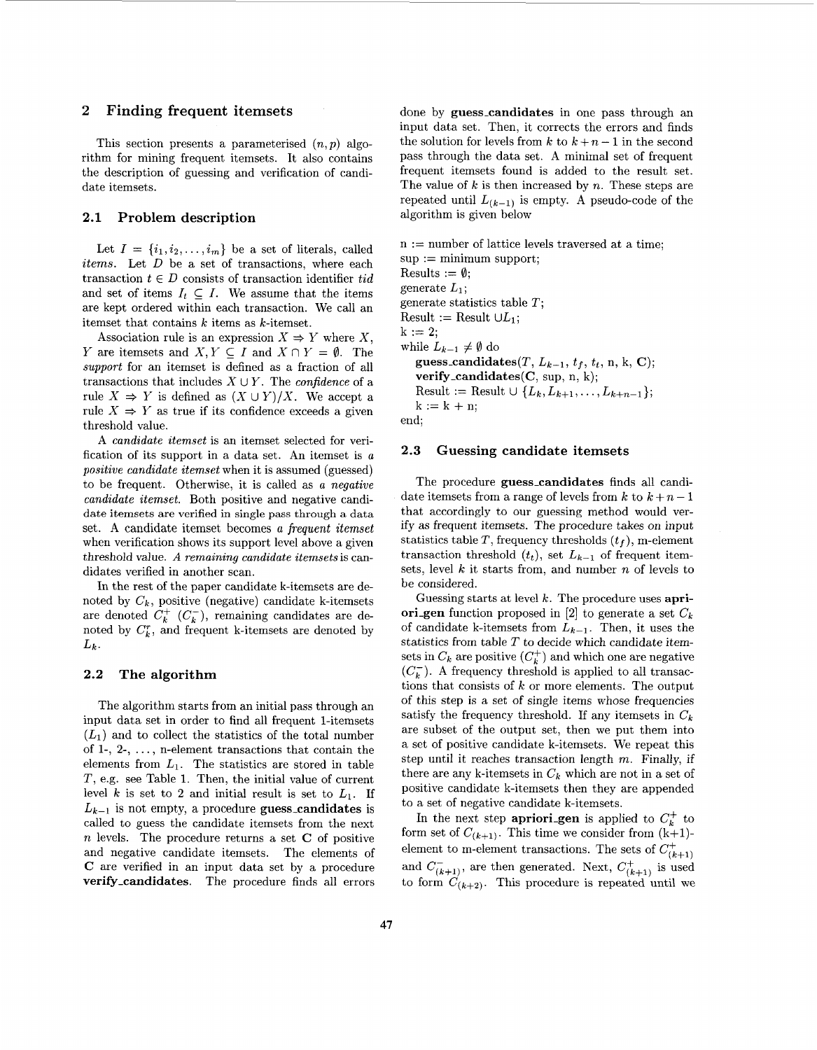## 2 Finding frequent itemsets

This section presents a parameterised $(n, p)$ algorithm for mining frequent itemsets. It also contains the description of guessing and verification of candidate itemsets.

### 2.1 Problem description

Let $I = \{i_1, i_2, \ldots, i_m\}$ be a set of literals, called *items*. Let $D$ be a set of transactions, where each transaction $t \in D$ consists of transaction identifier *tid* and set of items $I_t \subseteq I$. We assume that the items are kept ordered within each transaction. We call an itemset that contains $k$ items as $k$-itemset.

Association rule is an expression $X \Rightarrow Y$ where $X$, $Y$ are itemsets and $X, Y \subseteq I$ and $X \cap Y = \emptyset$. The *support* for an itemset is defined as a fraction of all transactions that includes $X \cup Y$. The *confidence* of a rule $X \Rightarrow Y$ is defined as $(X \cup Y)/X$. We accept a rule $X \Rightarrow Y$ as true if its confidence exceeds a given threshold value.

A *candidate itemset* is an itemset selected for verification of its support in a data set. An itemset is *a positive candidate itemset* when it is assumed (guessed) to be frequent. Otherwise, it is called as *a negative candidate itemset.* Both positive and negative candidate itemsets are verified in single pass through a data set. A candidate itemset becomes *a frequent itemset* when verification shows its support level above a given threshold value. *A remaining candidate itemsets* is candidates verified in another scan.

In the rest of the paper candidate k-itemsets are denoted by $C_k$, positive (negative) candidate k-itemsets are denoted $C_k^+$ $(C_k^-)$, remaining candidates are denoted by $C_k^r$, and frequent k-itemsets are denoted by $L_k$.

### 2.2 The algorithm

The algorithm starts from an initial pass through an input data set in order to find all frequent 1-itemsets $(L_1)$ and to collect the statistics of the total number of 1-, 2-, ..., n-element transactions that contain the elements from $L_1$. The statistics are stored in table $T$, e.g. see Table 1. Then, the initial value of current level $k$ is set to 2 and initial result is set to $L_1$. If $L_{k-1}$ is not empty, a procedure **guess_candidates** is called to guess the candidate itemsets from the next $n$ levels. The procedure returns a set **C** of positive and negative candidate itemsets. The elements of **C** are verified in an input data set by a procedure **verify_candidates**. The procedure finds all errors done by **guess_candidates** in one pass through an input data set. Then, it corrects the errors and finds the solution for levels from $k$ to $k+n-1$ in the second pass through the data set. A minimal set of frequent frequent itemsets found is added to the result set. The value of $k$ is then increased by $n$. These steps are repeated until $L_{(k-1)}$ is empty. A pseudo-code of the algorithm is given below

n := number of lattice levels traversed at a time;
sup := minimum support;
Results := $\emptyset$;
generate $L_1$;
generate statistics table $T$;
Result := Result $\cup L_1$;
k := 2;
while $L_{k-1} \neq \emptyset$ do
  **guess_candidates**($T$, $L_{k-1}$, $t_f$, $t_t$, n, k, **C**);
  **verify_candidates**(**C**, sup, n, k);
  Result := Result $\cup$ $\{L_k, L_{k+1}, \ldots, L_{k+n-1}\}$;
  k := k + n;
end;

### 2.3 Guessing candidate itemsets

The procedure **guess_candidates** finds all candidate itemsets from a range of levels from $k$ to $k+n-1$ that accordingly to our guessing method would verify as frequent itemsets. The procedure takes on input statistics table $T$, frequency thresholds $(t_f)$, m-element transaction threshold $(t_t)$, set $L_{k-1}$ of frequent itemsets, level $k$ it starts from, and number $n$ of levels to be considered.

Guessing starts at level $k$. The procedure uses **apriori_gen** function proposed in [2] to generate a set $C_k$ of candidate k-itemsets from $L_{k-1}$. Then, it uses the statistics from table $T$ to decide which candidate itemsets in $C_k$ are positive $(C_k^+)$ and which one are negative $(C_k^-)$. A frequency threshold is applied to all transactions that consists of $k$ or more elements. The output of this step is a set of single items whose frequencies satisfy the frequency threshold. If any itemsets in $C_k$ are subset of the output set, then we put them into a set of positive candidate k-itemsets. We repeat this step until it reaches transaction length $m$. Finally, if there are any k-itemsets in $C_k$ which are not in a set of positive candidate k-itemsets then they are appended to a set of negative candidate k-itemsets.

In the next step **apriori_gen** is applied to $C_k^+$ to form set of $C_{(k+1)}$. This time we consider from (k+1)-element to m-element transactions. The sets of $C_{(k+1)}^+$ and $C_{(k+1)}^-$, are then generated. Next, $C_{(k+1)}^+$ is used to form $C_{(k+2)}$. This procedure is repeated until we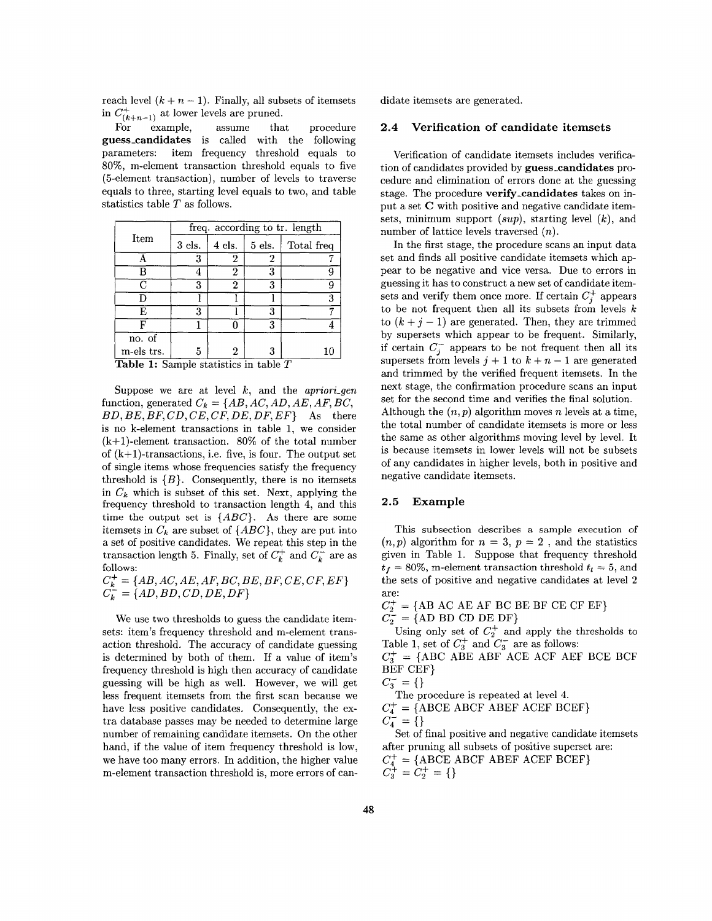reach level $(k+n-1)$. Finally, all subsets of itemsets in $C^{+}_{(k+n-1)}$ at lower levels are pruned.

For example, assume that procedure **guess_candidates** is called with the following parameters: item frequency threshold equals to 80%, m-element transaction threshold equals to five (5-element transaction), number of levels to traverse equals to three, starting level equals to two, and table statistics table $T$ as follows.

| Item | freq. according to tr. length | | | |
|---|---|---|---|---|
| | 3 els. | 4 els. | 5 els. | Total freq |
| A | 3 | 2 | 2 | 7 |
| B | 4 | 2 | 3 | 9 |
| C | 3 | 2 | 3 | 9 |
| D | 1 | 1 | 1 | 3 |
| E | 3 | 1 | 3 | 7 |
| F | 1 | 0 | 3 | 4 |
| no. of m-els trs. | 5 | 2 | 3 | 10 |

**Table 1:** Sample statistics in table $T$

Suppose we are at level $k$, and the *apriori_gen* function, generated $C_k = \{AB, AC, AD, AE, AF, BC, BD, BE, BF, CD, CE, CF, DE, DF, EF\}$ As there is no k-element transactions in table 1, we consider (k+1)-element transaction. 80% of the total number of (k+1)-transactions, i.e. five, is four. The output set of single items whose frequencies satisfy the frequency threshold is $\{B\}$. Consequently, there is no itemsets in $C_k$ which is subset of this set. Next, applying the frequency threshold to transaction length 4, and this time the output set is $\{ABC\}$. As there are some itemsets in $C_k$ are subset of $\{ABC\}$, they are put into a set of positive candidates. We repeat this step in the transaction length 5. Finally, set of $C^{+}_{k}$ and $C^{-}_{k}$ are as follows:

$C^{+}_{k} = \{AB, AC, AE, AF, BC, BE, BF, CE, CF, EF\}$
$C^{-}_{k} = \{AD, BD, CD, DE, DF\}$

We use two thresholds to guess the candidate itemsets: item's frequency threshold and m-element transaction threshold. The accuracy of candidate guessing is determined by both of them. If a value of item's frequency threshold is high then accuracy of candidate guessing will be high as well. However, we will get less frequent itemsets from the first scan because we have less positive candidates. Consequently, the extra database passes may be needed to determine large number of remaining candidate itemsets. On the other hand, if the value of item frequency threshold is low, we have too many errors. In addition, the higher value m-element transaction threshold is, more errors of candidate itemsets are generated.

### 2.4 Verification of candidate itemsets

Verification of candidate itemsets includes verification of candidates provided by **guess_candidates** procedure and elimination of errors done at the guessing stage. The procedure **verify_candidates** takes on input a set **C** with positive and negative candidate itemsets, minimum support ($sup$), starting level ($k$), and number of lattice levels traversed ($n$).

In the first stage, the procedure scans an input data set and finds all positive candidate itemsets which appear to be negative and vice versa. Due to errors in guessing it has to construct a new set of candidate itemsets and verify them once more. If certain $C^{+}_{j}$ appears to be not frequent then all its subsets from levels $k$ to $(k+j-1)$ are generated. Then, they are trimmed by supersets which appear to be frequent. Similarly, if certain $C^{-}_{j}$ appears to be not frequent then all its supersets from levels $j+1$ to $k+n-1$ are generated and trimmed by the verified frequent itemsets. In the next stage, the confirmation procedure scans an input set for the second time and verifies the final solution. Although the $(n,p)$ algorithm moves $n$ levels at a time, the total number of candidate itemsets is more or less the same as other algorithms moving level by level. It is because itemsets in lower levels will not be subsets of any candidates in higher levels, both in positive and negative candidate itemsets.

### 2.5 Example

This subsection describes a sample execution of $(n,p)$ algorithm for $n=3$, $p=2$, and the statistics given in Table 1. Suppose that frequency threshold $t_f = 80\%$, m-element transaction threshold $t_t = 5$, and the sets of positive and negative candidates at level 2 are:

$C^{+}_{2}$ = {AB AC AE AF BC BE BF CE CF EF}
$C^{-}_{2}$ = {AD BD CD DE DF}

Using only set of $C^{+}_{2}$ and apply the thresholds to Table 1, set of $C^{+}_{3}$ and $C^{-}_{3}$ are as follows:

$C^{+}_{3}$ = {ABC ABE ABF ACE ACF AEF BCE BCF BEF CEF}
$C^{-}_{3}$ = {}

The procedure is repeated at level 4.

$C^{+}_{4}$ = {ABCE ABCF ABEF ACEF BCEF}
$C^{-}_{4}$ = {}

Set of final positive and negative candidate itemsets after pruning all subsets of positive superset are:

$C^{+}_{4}$ = {ABCE ABCF ABEF ACEF BCEF}
$C^{+}_{3} = C^{+}_{2}$ = {}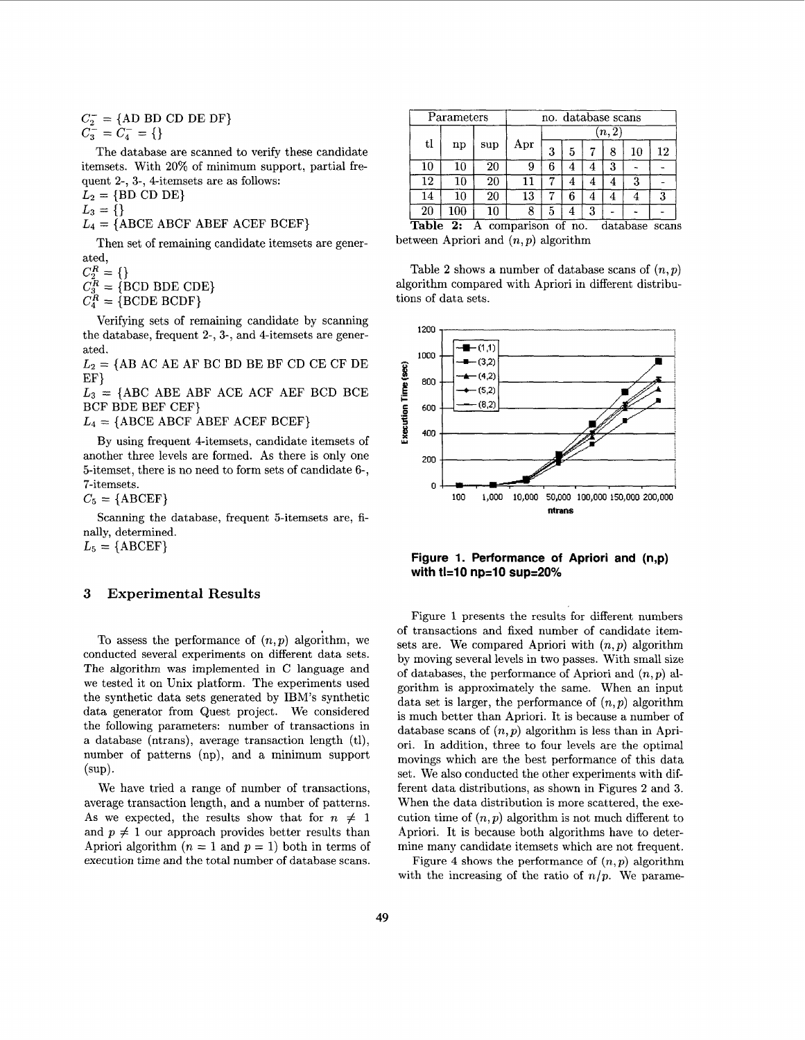$C_2^- = \{\text{AD BD CD DE DF}\}$
$C_3^- = C_4^- = \{\}$

The database are scanned to verify these candidate itemsets. With 20% of minimum support, partial frequent 2-, 3-, 4-itemsets are as follows:
$L_2 = \{\text{BD CD DE}\}$
$L_3 = \{\}$
$L_4 = \{\text{ABCE ABCF ABEF ACEF BCEF}\}$

Then set of remaining candidate itemsets are generated,
$C_2^R = \{\}$
$C_3^R = \{\text{BCD BDE CDE}\}$
$C_4^R = \{\text{BCDE BCDF}\}$

Verifying sets of remaining candidate by scanning the database, frequent 2-, 3-, and 4-itemsets are generated.
$L_2 = \{\text{AB AC AE AF BC BD BE BF CD CE CF DE EF}\}$
$L_3 = \{\text{ABC ABE ABF ACE ACF AEF BCD BCE BCF BDE BEF CEF}\}$
$L_4 = \{\text{ABCE ABCF ABEF ACEF BCEF}\}$

By using frequent 4-itemsets, candidate itemsets of another three levels are formed. As there is only one 5-itemset, there is no need to form sets of candidate 6-, 7-itemsets.
$C_5 = \{\text{ABCEF}\}$

Scanning the database, frequent 5-itemsets are, finally, determined.
$L_5 = \{\text{ABCEF}\}$

## 3 Experimental Results

To assess the performance of $(n, p)$ algorithm, we conducted several experiments on different data sets. The algorithm was implemented in C language and we tested it on Unix platform. The experiments used the synthetic data sets generated by IBM's synthetic data generator from Quest project. We considered the following parameters: number of transactions in a database (ntrans), average transaction length (tl), number of patterns (np), and a minimum support (sup).

We have tried a range of number of transactions, average transaction length, and a number of patterns. As we expected, the results show that for $n \neq 1$ and $p \neq 1$ our approach provides better results than Apriori algorithm ($n = 1$ and $p = 1$) both in terms of execution time and the total number of database scans.

| Parameters | | | no. database scans | | | | | | |
|---|---|---|---|---|---|---|---|---|---|
| | | | | $(n, 2)$ | | | | | |
| tl | np | sup | Apr | 3 | 5 | 7 | 8 | 10 | 12 |
| 10 | 10 | 20 | 9 | 6 | 4 | 4 | 3 | - | - |
| 12 | 10 | 20 | 11 | 7 | 4 | 4 | 4 | 3 | - |
| 14 | 10 | 20 | 13 | 7 | 6 | 4 | 4 | 4 | 3 |
| 20 | 100 | 10 | 8 | 5 | 4 | 3 | - | - | - |

**Table 2:** A comparison of no. database scans between Apriori and $(n, p)$ algorithm

Table 2 shows a number of database scans of $(n, p)$ algorithm compared with Apriori in different distributions of data sets.

**Figure 1. Performance of Apriori and (n,p) with tl=10 np=10 sup=20%**

Figure 1 presents the results for different numbers of transactions and fixed number of candidate itemsets are. We compared Apriori with $(n, p)$ algorithm by moving several levels in two passes. With small size of databases, the performance of Apriori and $(n, p)$ algorithm is approximately the same. When an input data set is larger, the performance of $(n, p)$ algorithm is much better than Apriori. It is because a number of database scans of $(n, p)$ algorithm is less than in Apriori. In addition, three to four levels are the optimal movings which are the best performance of this data set. We also conducted the other experiments with different data distributions, as shown in Figures 2 and 3. When the data distribution is more scattered, the execution time of $(n, p)$ algorithm is not much different to Apriori. It is because both algorithms have to determine many candidate itemsets which are not frequent.

Figure 4 shows the performance of $(n, p)$ algorithm with the increasing of the ratio of $n/p$. We parame-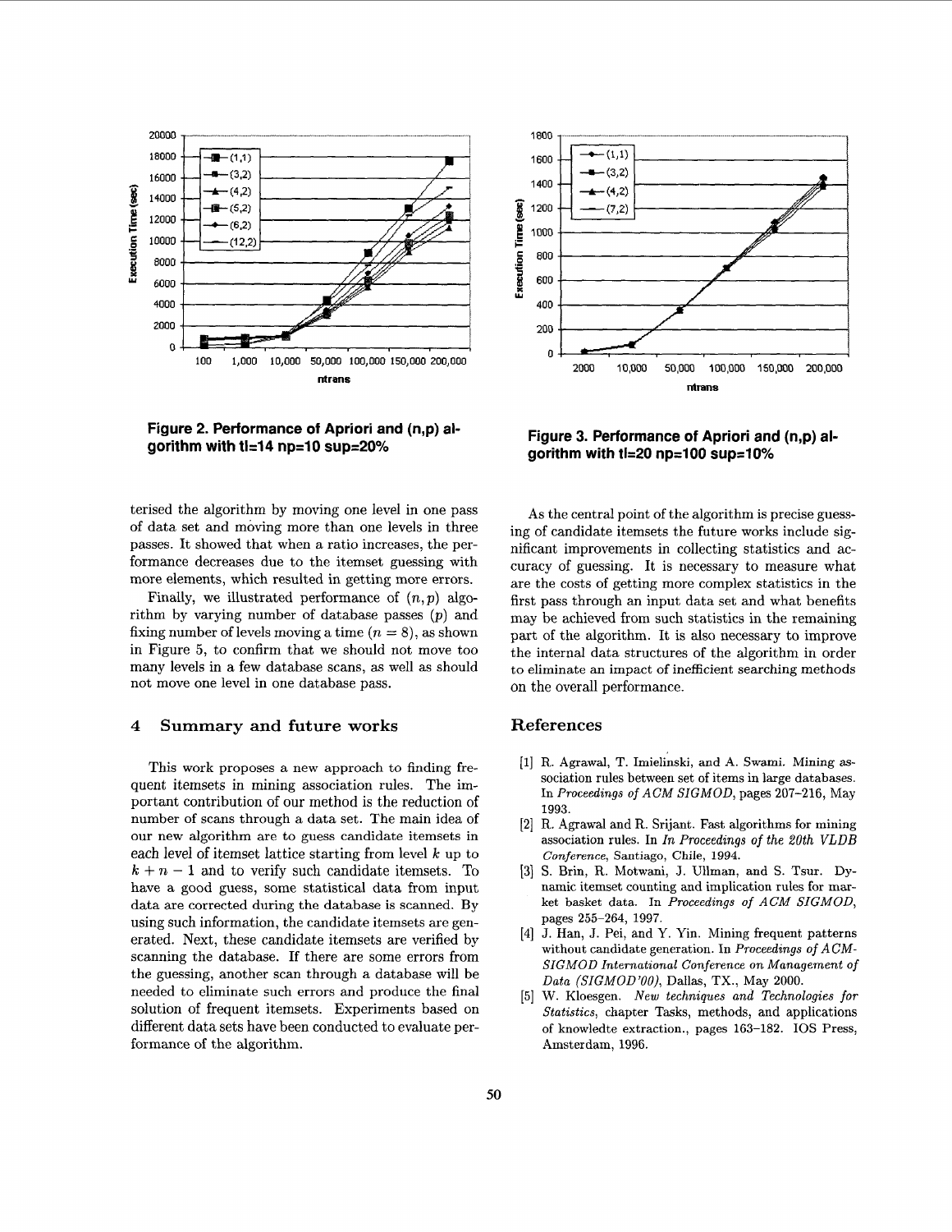Figure 2. Performance of Apriori and (n,p) algorithm with tl=14 np=10 sup=20%

Figure 3. Performance of Apriori and (n,p) algorithm with tl=20 np=100 sup=10%

terised the algorithm by moving one level in one pass of data set and moving more than one levels in three passes. It showed that when a ratio increases, the performance decreases due to the itemset guessing with more elements, which resulted in getting more errors.

Finally, we illustrated performance of $(n, p)$ algorithm by varying number of database passes $(p)$ and fixing number of levels moving a time $(n = 8)$, as shown in Figure 5, to confirm that we should not move too many levels in a few database scans, as well as should not move one level in one database pass.

## 4 Summary and future works

This work proposes a new approach to finding frequent itemsets in mining association rules. The important contribution of our method is the reduction of number of scans through a data set. The main idea of our new algorithm are to guess candidate itemsets in each level of itemset lattice starting from level $k$ up to $k + n - 1$ and to verify such candidate itemsets. To have a good guess, some statistical data from input data are corrected during the database is scanned. By using such information, the candidate itemsets are generated. Next, these candidate itemsets are verified by scanning the database. If there are some errors from the guessing, another scan through a database will be needed to eliminate such errors and produce the final solution of frequent itemsets. Experiments based on different data sets have been conducted to evaluate performance of the algorithm.

As the central point of the algorithm is precise guessing of candidate itemsets the future works include significant improvements in collecting statistics and accuracy of guessing. It is necessary to measure what are the costs of getting more complex statistics in the first pass through an input data set and what benefits may be achieved from such statistics in the remaining part of the algorithm. It is also necessary to improve the internal data structures of the algorithm in order to eliminate an impact of inefficient searching methods on the overall performance.

## References

[1] R. Agrawal, T. Imielinski, and A. Swami. Mining association rules between set of items in large databases. In *Proceedings of ACM SIGMOD*, pages 207–216, May 1993.

[2] R. Agrawal and R. Srijant. Fast algorithms for mining association rules. In *In Proceedings of the 20th VLDB Conference*, Santiago, Chile, 1994.

[3] S. Brin, R. Motwani, J. Ullman, and S. Tsur. Dynamic itemset counting and implication rules for market basket data. In *Proceedings of ACM SIGMOD*, pages 255–264, 1997.

[4] J. Han, J. Pei, and Y. Yin. Mining frequent patterns without candidate generation. In *Proceedings of ACM-SIGMOD International Conference on Management of Data (SIGMOD'00)*, Dallas, TX., May 2000.

[5] W. Kloesgen. *New techniques and Technologies for Statistics*, chapter Tasks, methods, and applications of knowledte extraction., pages 163–182. IOS Press, Amsterdam, 1996.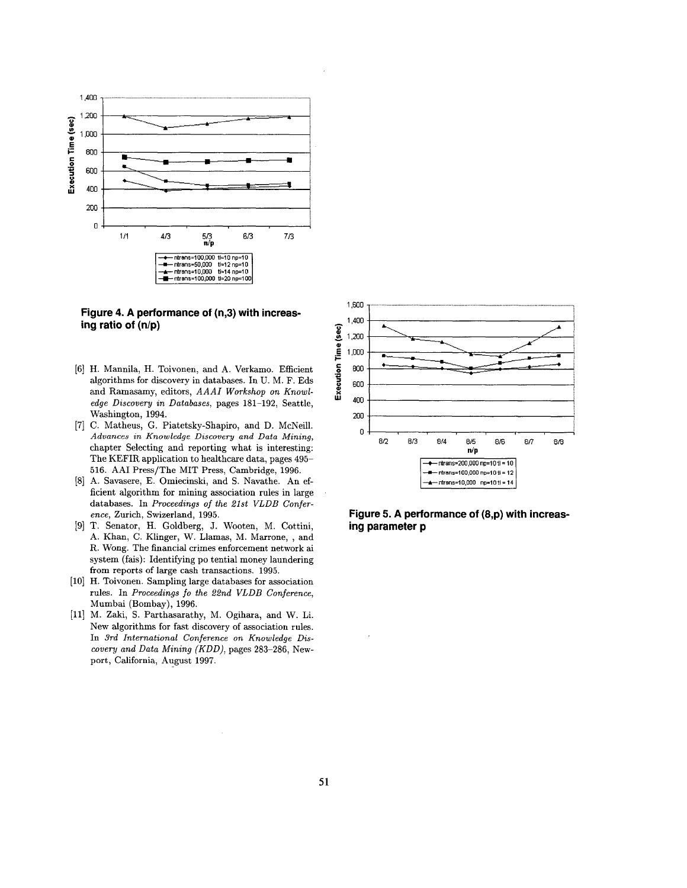1,400
1,200
1,000
800
600
400
200
0

Execution Time (sec)

1/1 4/3 5/3 6/3 7/3

n/p

ntrans=100,000 tl=10 np=10
ntrans=50,000 tl=12 np=10
ntrans=10,000 tl=14 np=10
ntrans=100,000 tl=20 np=100

**Figure 4. A performance of (n,3) with increasing ratio of (n/p)**

1,600
1,400
1,200
1,000
800
600
400
200
0

Execution Time (sec)

8/2 8/3 8/4 8/5 8/6 8/7 8/8

n/p

ntrans=200,000 np=10 tl = 10
ntrans=100,000 np=10 tl = 12
ntrans=10,000 np=10 tl = 14

**Figure 5. A performance of (8,p) with increasing parameter p**

[6] H. Mannila, H. Toivonen, and A. Verkamo. Efficient algorithms for discovery in databases. In U. M. F. Eds and Ramasamy, editors, *AAAI Workshop on Knowledge Discovery in Databases*, pages 181–192, Seattle, Washington, 1994.

[7] C. Matheus, G. Piatetsky-Shapiro, and D. McNeill. *Advances in Knowledge Discovery and Data Mining*, chapter Selecting and reporting what is interesting: The KEFIR application to healthcare data, pages 495–516. AAI Press/The MIT Press, Cambridge, 1996.

[8] A. Savasere, E. Omiecinski, and S. Navathe. An efficient algorithm for mining association rules in large databases. In *Proceedings of the 21st VLDB Conference*, Zurich, Swizerland, 1995.

[9] T. Senator, H. Goldberg, J. Wooten, M. Cottini, A. Khan, C. Klinger, W. Llamas, M. Marrone, , and R. Wong. The financial crimes enforcement network ai system (fais): Identifying po tential money laundering from reports of large cash transactions. 1995.

[10] H. Toivonen. Sampling large databases for association rules. In *Proceedings fo the 22nd VLDB Conference*, Mumbai (Bombay), 1996.

[11] M. Zaki, S. Parthasarathy, M. Ogihara, and W. Li. New algorithms for fast discovery of association rules. In *3rd International Conference on Knowledge Discovery and Data Mining (KDD)*, pages 283–286, Newport, California, August 1997.